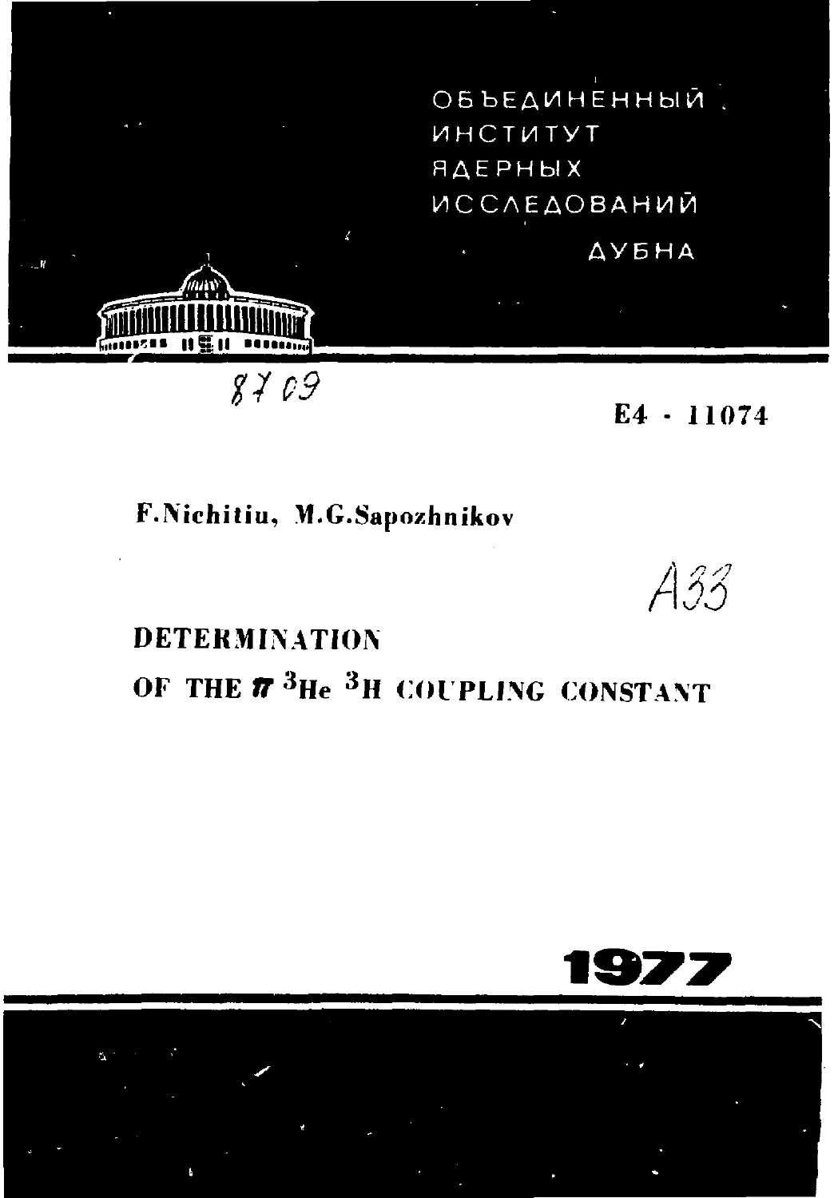ОБЪЕДИНЕННЫЙ
ИНСТИТУТ
ЯДЕРНЫХ
ИССЛЕДОВАНИЙ

ДУБНА

8709

E4 - 11074

**F.Nichitiu, M.G.Sapozhnikov**

A33

# DETERMINATION OF THE $\pi\,^3He\,^3H$ COUPLING CONSTANT

**1977**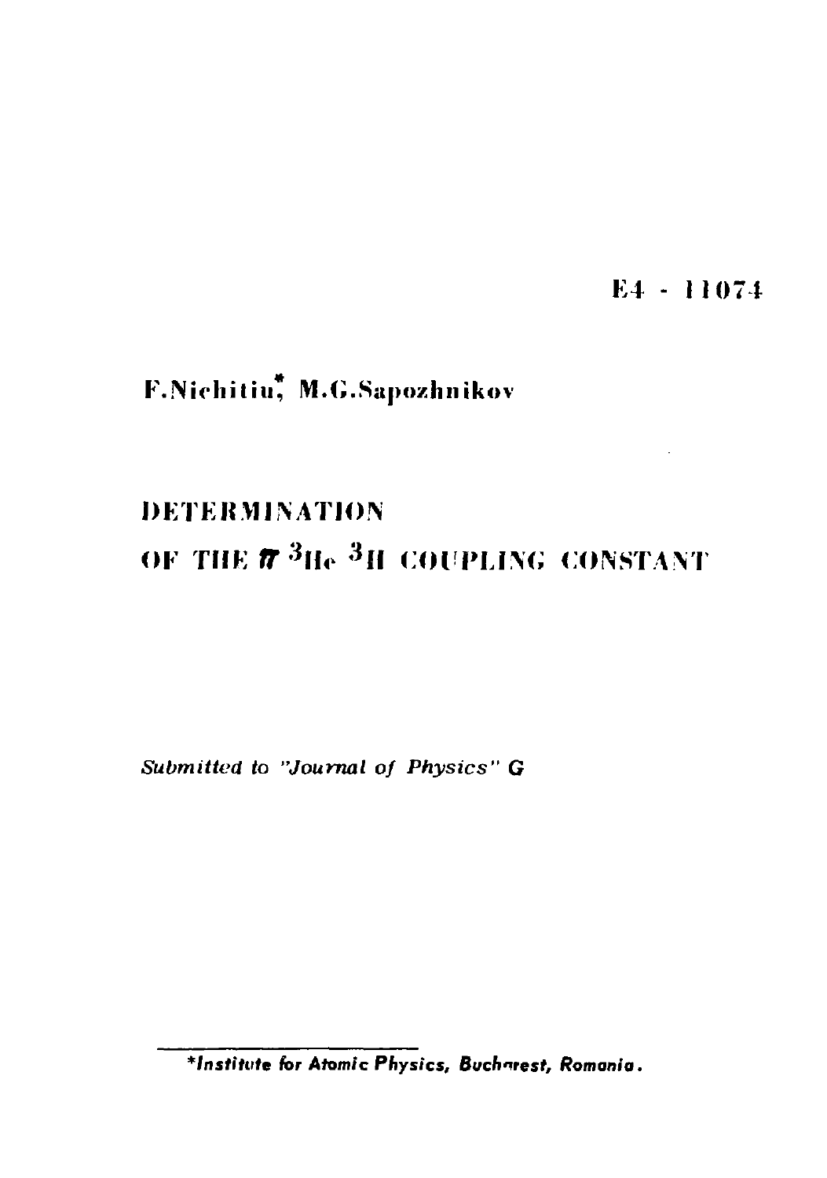E4 - 11074

F.Nichitiu[*], M.G.Sapozhnikov

# DETERMINATION OF THE $\pi\, {}^3He\, {}^3H$ COUPLING CONSTANT

*Submitted to "Journal of Physics" G*

---

*Institute for Atomic Physics, Bucharest, Romania.*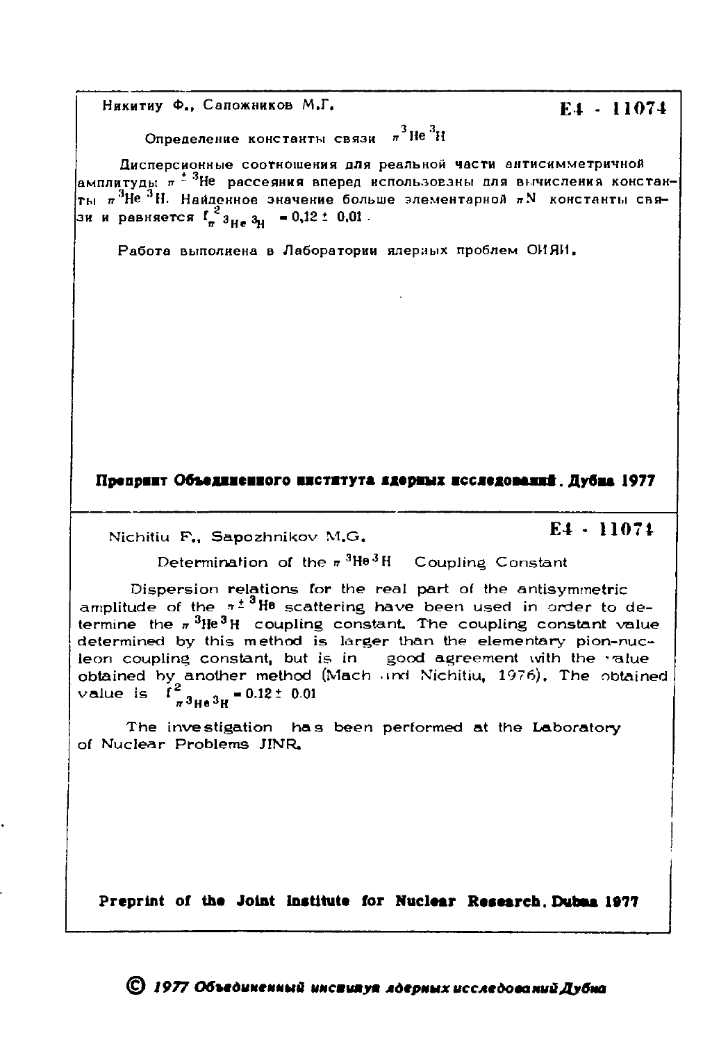Никитиу Ф., Сапожников М.Г.

**E4 - 11074**

Определение константы связи $\pi^3He^3H$

Дисперсионные соотношения для реальной части антисимметричной амплитуды $\pi^{\pm}\,^3He$ рассеяния вперед использованы для вычисления константы $\pi^3He^3H$. Найденное значение больше элементарной $\pi N$ константы связи и равняется $f^2_{\pi^3He^3H} = 0{,}12 \pm 0{,}01$.

Работа выполнена в Лаборатории ядерных проблем ОИЯИ.

**Препринт Объединенного института ядерных исследований. Дубна 1977**

---

Nichitiu F., Sapozhnikov M.G.

**E4 - 11074**

Determination of the $\pi^3He^3H$ Coupling Constant

Dispersion relations for the real part of the antisymmetric amplitude of the $\pi^{\pm}\,^3He$ scattering have been used in order to determine the $\pi^3He^3H$ coupling constant. The coupling constant value determined by this method is larger than the elementary pion-nucleon coupling constant, but is in good agreement with the value obtained by another method (Mach and Nichitiu, 1976). The obtained value is $f^2_{\pi^3He^3H} = 0.12 \pm 0.01$

The investigation has been performed at the Laboratory of Nuclear Problems JINR.

**Preprint of the Joint Institute for Nuclear Research. Dubna 1977**

© *1977 Объединенный институт ядерных исследований Дубна*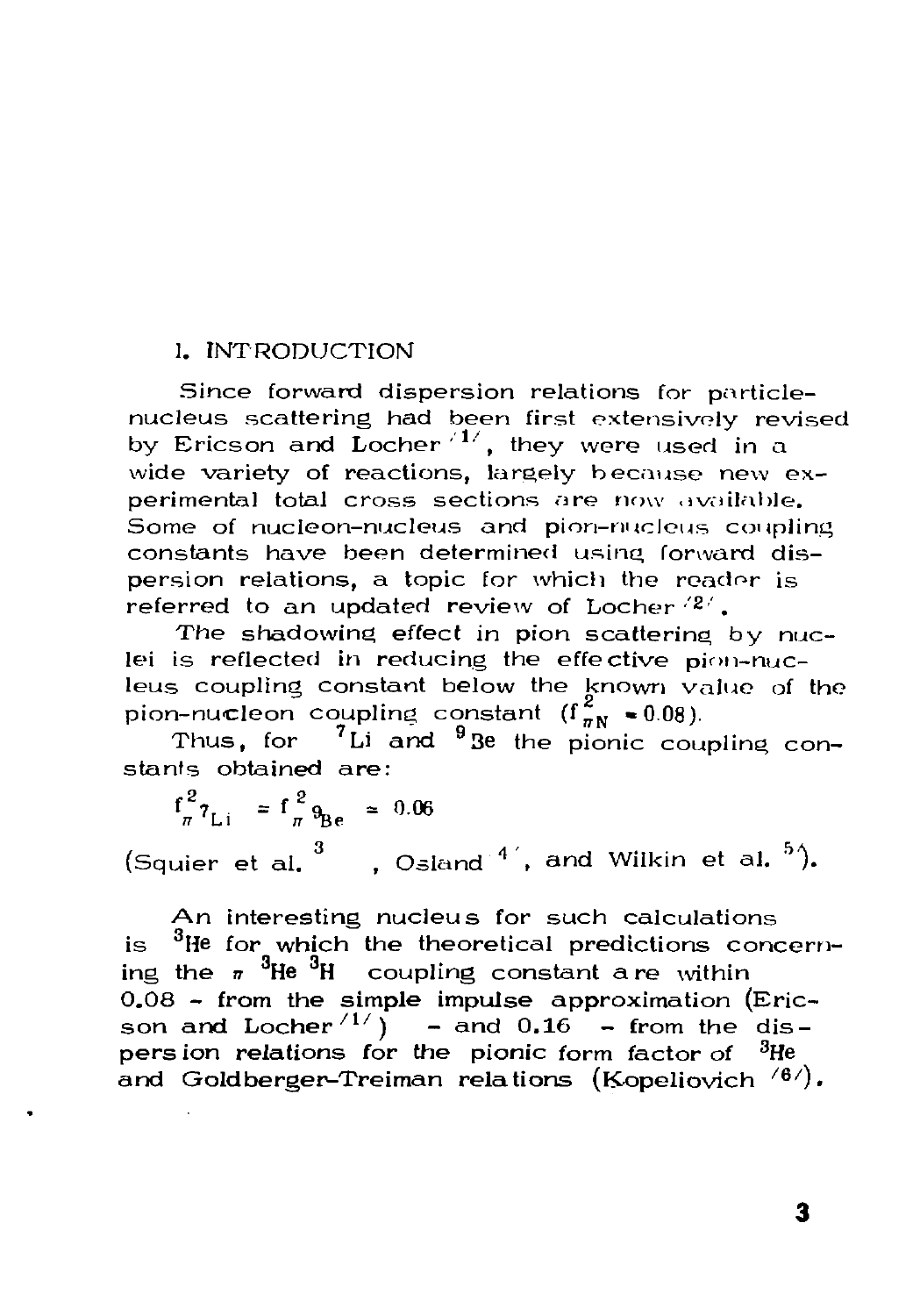## 1. INTRODUCTION

Since forward dispersion relations for particle-nucleus scattering had been first extensively revised by Ericson and Locher [1], they were used in a wide variety of reactions, largely because new experimental total cross sections are now available. Some of nucleon-nucleus and pion-nucleus coupling constants have been determined using forward dispersion relations, a topic for which the reader is referred to an updated review of Locher [2].

The shadowing effect in pion scattering by nuclei is reflected in reducing the effective pion-nucleus coupling constant below the known value of the pion-nucleon coupling constant ($f^2_{\pi N} = 0.08$).

Thus, for $^7$Li and $^9$Be the pionic coupling constants obtained are:

$$f^2_{\pi\, ^7Li} = f^2_{\pi\, ^9Be} \approx 0.06$$

(Squier et al. [3], Osland [4], and Wilkin et al. [5]).

An interesting nucleus for such calculations is $^3$He for which the theoretical predictions concerning the $\pi\, ^3$He $^3$H coupling constant are within 0.08 - from the simple impulse approximation (Ericson and Locher [1]) - and 0.16 - from the dispersion relations for the pionic form factor of $^3$He and Goldberger-Treiman relations (Kopeliovich [6]).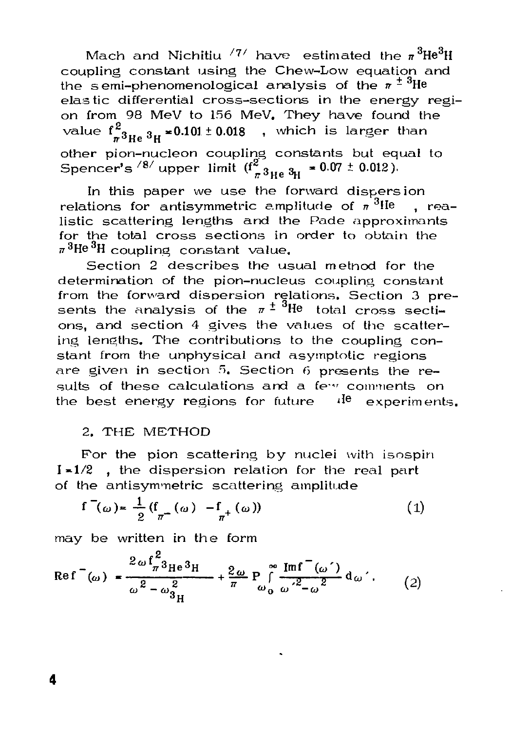Mach and Nichitiu [7] have estimated the $\pi\,^3He\,^3H$ coupling constant using the Chew-Low equation and the semi-phenomenological analysis of the $\pi^{\pm}\,^3He$ elastic differential cross-sections in the energy region from 98 MeV to 156 MeV. They have found the value $f^2_{\pi\,^3He\,^3H} = 0.101 \pm 0.018$ , which is larger than other pion-nucleon coupling constants but equal to Spencer's [8] upper limit ($f^2_{\pi\,^3He\,^3H} = 0.07 \pm 0.012$).

In this paper we use the forward dispersion relations for antisymmetric amplitude of $\pi\,^3He$ , realistic scattering lengths and the Pade approximants for the total cross sections in order to obtain the $\pi\,^3He\,^3H$ coupling constant value.

Section 2 describes the usual method for the determination of the pion-nucleus coupling constant from the forward dispersion relations. Section 3 presents the analysis of the $\pi^{\pm}\,^3He$ total cross sections, and section 4 gives the values of the scattering lengths. The contributions to the coupling constant from the unphysical and asymptotic regions are given in section 5. Section 6 presents the results of these calculations and a few comments on the best energy regions for future He experiments.

## 2. THE METHOD

For the pion scattering by nuclei with isospin $I = 1/2$ , the dispersion relation for the real part of the antisymmetric scattering amplitude

$$f^-(\omega) = \frac{1}{2}\left(f_{\pi^-}(\omega) - f_{\pi^+}(\omega)\right) \tag{1}$$

may be written in the form

$$\mathrm{Re}\, f^-(\omega) = \frac{2\omega f^2_{\pi\,^3He\,^3H}}{\omega^2 - \omega^2_{^3H}} + \frac{2\omega}{\pi} \, P \int_{\omega_0}^{\infty} \frac{\mathrm{Im}\, f^-(\omega')}{\omega'^2 - \omega^2} \, d\omega' . \tag{2}$$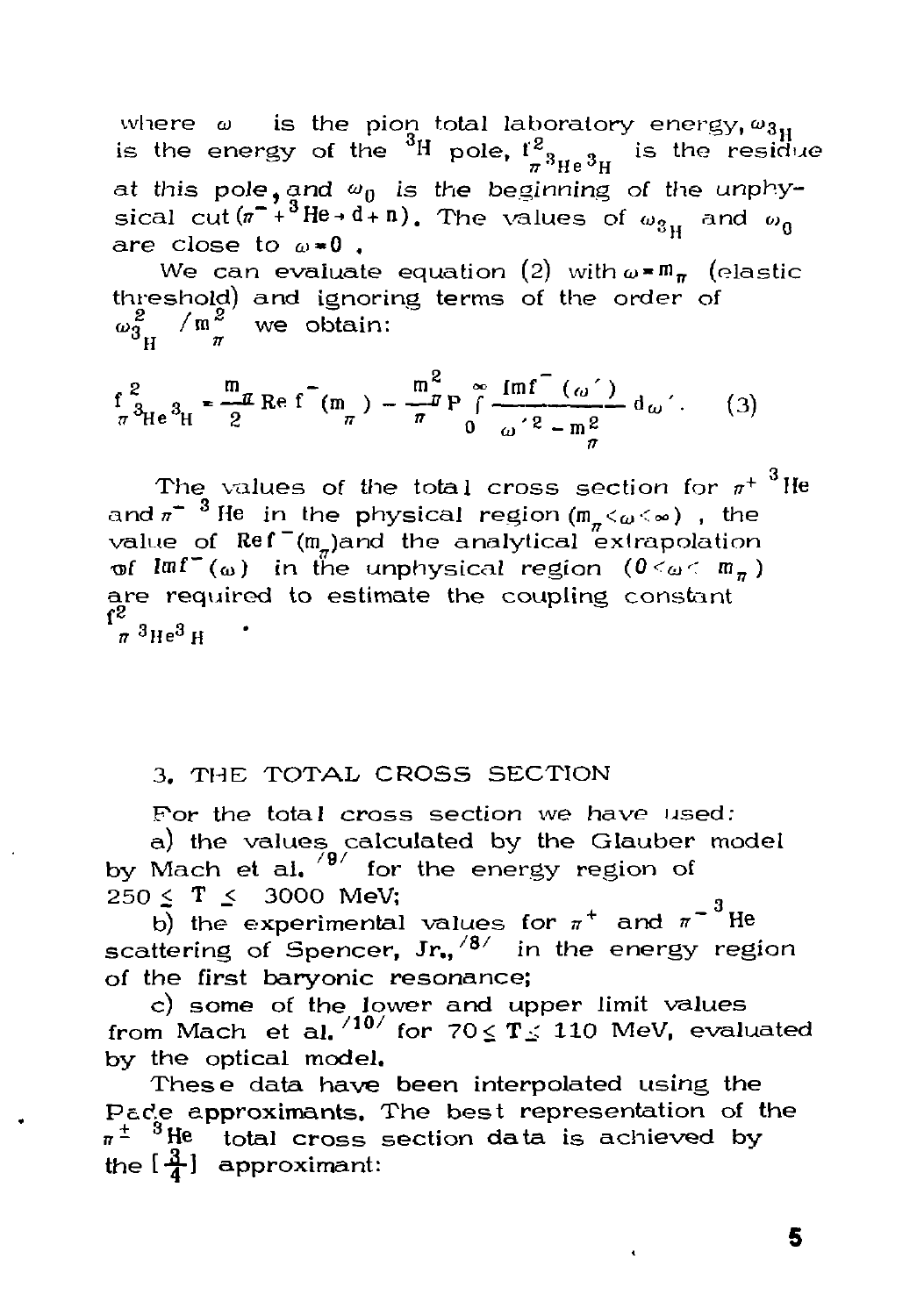where $\omega$ is the pion total laboratory energy, $\omega_{^3H}$ is the energy of the $^3H$ pole, $f^2_{\pi ^3He ^3H}$ is the residue at this pole, and $\omega_0$ is the beginning of the unphysical cut ($\pi^- + {}^3He \to d + n$). The values of $\omega_{^3H}$ and $\omega_0$ are close to $\omega = 0$.

We can evaluate equation (2) with $\omega = m_\pi$ (elastic threshold) and ignoring terms of the order of $\omega^2_{^3H} / m^2_\pi$ we obtain:

$$f^2_{\pi ^3He ^3H} = \frac{m_\pi}{2} \mathrm{Re}\, f^-(m_\pi) - \frac{m^2_\pi}{\pi} P \int_0^\infty \frac{\mathrm{Im} f^-(\omega')}{\omega'^2 - m^2_\pi} d\omega' . \qquad (3)$$

The values of the total cross section for $\pi^+ \, ^3He$ and $\pi^- \, ^3He$ in the physical region ($m_\pi < \omega < \infty$), the value of $\mathrm{Re} f^-(m_\pi)$ and the analytical extrapolation of $\mathrm{Im} f^-(\omega)$ in the unphysical region ($0 < \omega < m_\pi$) are required to estimate the coupling constant $f^2_{\pi ^3He ^3H}$.

## 3. THE TOTAL CROSS SECTION

For the total cross section we have used:

a) the values calculated by the Glauber model by Mach et al. [9] for the energy region of $250 \leq T \leq 3000$ MeV;

b) the experimental values for $\pi^+$ and $\pi^- \, ^3He$ scattering of Spencer, Jr., [8] in the energy region of the first baryonic resonance;

c) some of the lower and upper limit values from Mach et al. [10] for $70 \leq T \leq 110$ MeV, evaluated by the optical model.

These data have been interpolated using the Pade approximants. The best representation of the $\pi^\pm \, ^3He$ total cross section data is achieved by the $[\frac{3}{4}]$ approximant: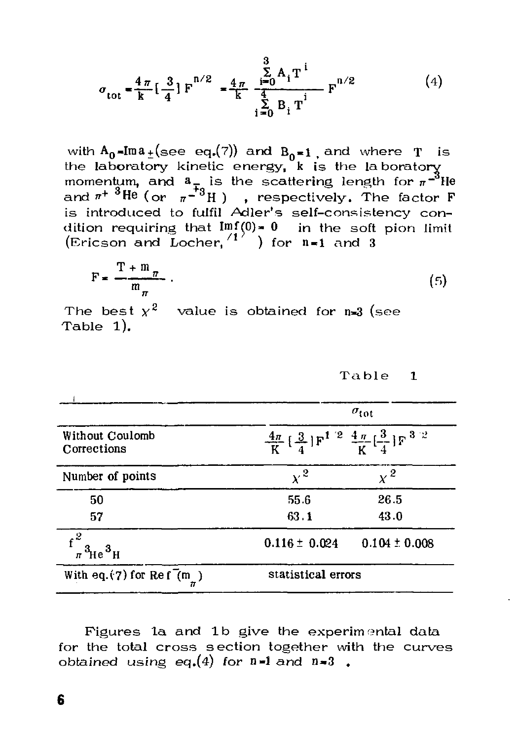$$\sigma_{tot} = \frac{4\pi}{k}\left[\frac{3}{4}\right] F^{n/2} = \frac{4\pi}{k} \frac{\sum_{i=0}^{3} A_i T^i}{\sum_{i=0}^{4} B_i T^i} F^{n/2} \qquad (4)$$

with $A_0 = \mathrm{Im}\, a_{\pm}$(see eq.(7)) and $B_0 = 1$, and where $T$ is the laboratory kinetic energy, $k$ is the laboratory momentum, and $a_{\mp}$ is the scattering length for $\pi^{-3}$He and $\pi^{+\,3}$He (or $\pi^{-\,3}$H) , respectively. The factor F is introduced to fulfil Adler's self-consistency condition requiring that $\mathrm{Im} f(0) = 0$ in the soft pion limit (Ericson and Locher,[1]) for $n = 1$ and 3

$$F = \frac{T + m_{\pi}}{m_{\pi}} . \qquad (5)$$

The best $\chi^2$ value is obtained for $n=3$ (see Table 1).

Table 1

| | $\sigma_{tot}$ | |
|---|---|---|
| Without Coulomb Corrections | $\frac{4\pi}{K}\left[\frac{3}{4}\right] F^{1/2}$ | $\frac{4\pi}{K}\left[\frac{3}{4}\right] F^{3/2}$ |
| Number of points | $\chi^2$ | $\chi^2$ |
| 50 | 55.6 | 26.5 |
| 57 | 63.1 | 43.0 |
| $f^2_{\pi\, ^3He\, ^3H}$ | 0.116 ± 0.024 | 0.104 ± 0.008 |
| With eq.(7) for $\mathrm{Re}\, f^{-}(m_{\pi})$ | statistical errors | |

Figures 1a and 1b give the experimental data for the total cross section together with the curves obtained using eq.(4) for $n=1$ and $n=3$ .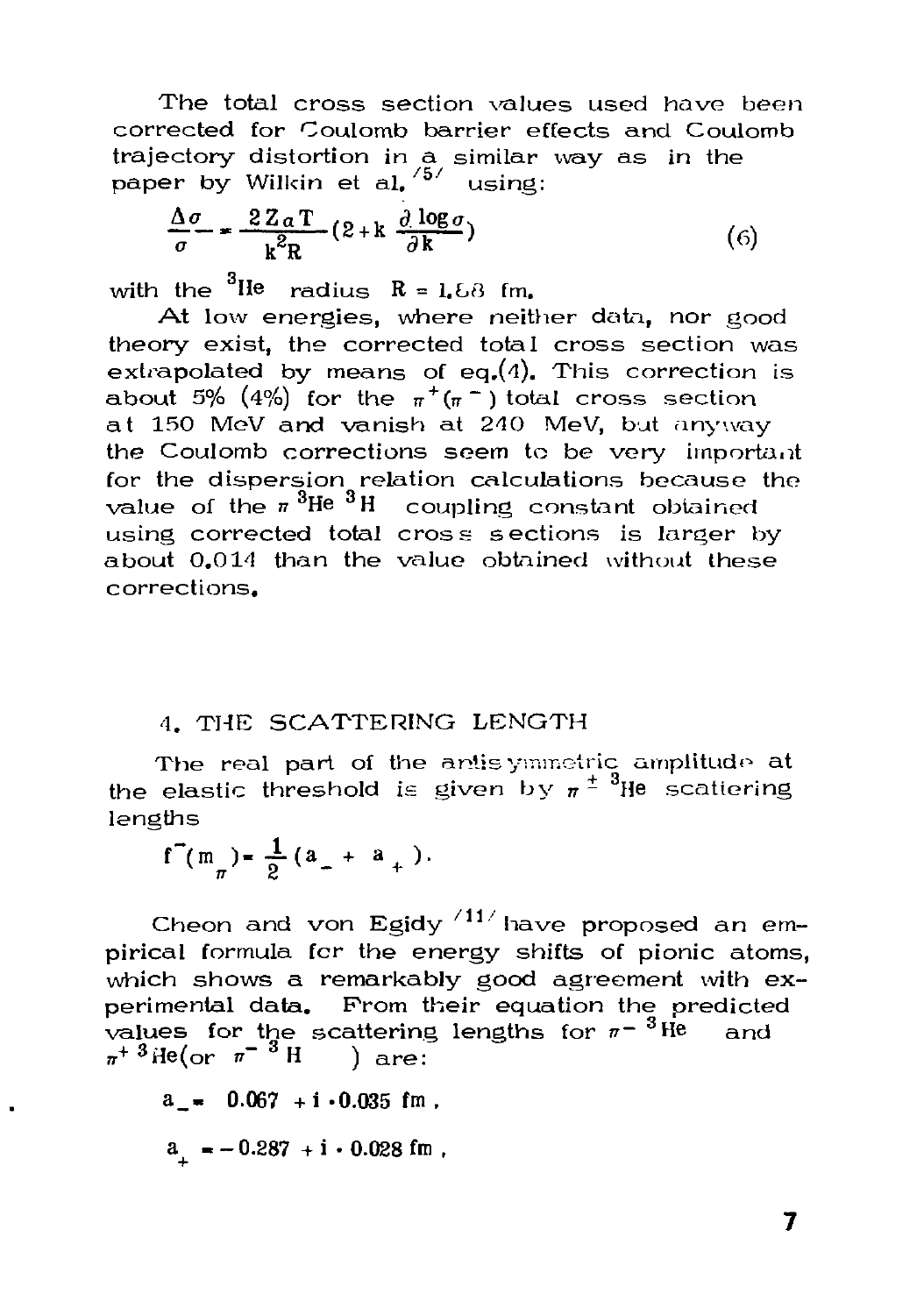The total cross section values used have been corrected for Coulomb barrier effects and Coulomb trajectory distortion in a similar way as in the paper by Wilkin et al. [5] using:

$$\frac{\Delta \sigma}{\sigma} = \frac{2 Z \alpha T}{k^2 R} \left(2 + k \frac{\partial \log \sigma}{\partial k}\right) \tag{6}$$

with the $^3$He radius $R = 1.88$ fm.

At low energies, where neither data, nor good theory exist, the corrected total cross section was extrapolated by means of eq.(4). This correction is about 5% (4%) for the $\pi^+(\pi^-)$ total cross section at 150 MeV and vanish at 240 MeV, but anyway the Coulomb corrections seem to be very important for the dispersion relation calculations because the value of the $\pi\,^3$He $^3$H coupling constant obtained using corrected total cross sections is larger by about 0.014 than the value obtained without these corrections.

## 4. THE SCATTERING LENGTH

The real part of the antisymmetric amplitude at the elastic threshold is given by $\pi^{\pm}\,^3$He scattering lengths

$$f^-(m_\pi) = \frac{1}{2}(a_- + a_+).$$

Cheon and von Egidy [11] have proposed an empirical formula for the energy shifts of pionic atoms, which shows a remarkably good agreement with experimental data. From their equation the predicted values for the scattering lengths for $\pi^-\,^3$He and $\pi^+\,^3$He(or $\pi^-\,^3$H ) are:

$$a_- = 0.067 + i \cdot 0.035 \text{ fm},$$

$$a_+ = -0.287 + i \cdot 0.028 \text{ fm},$$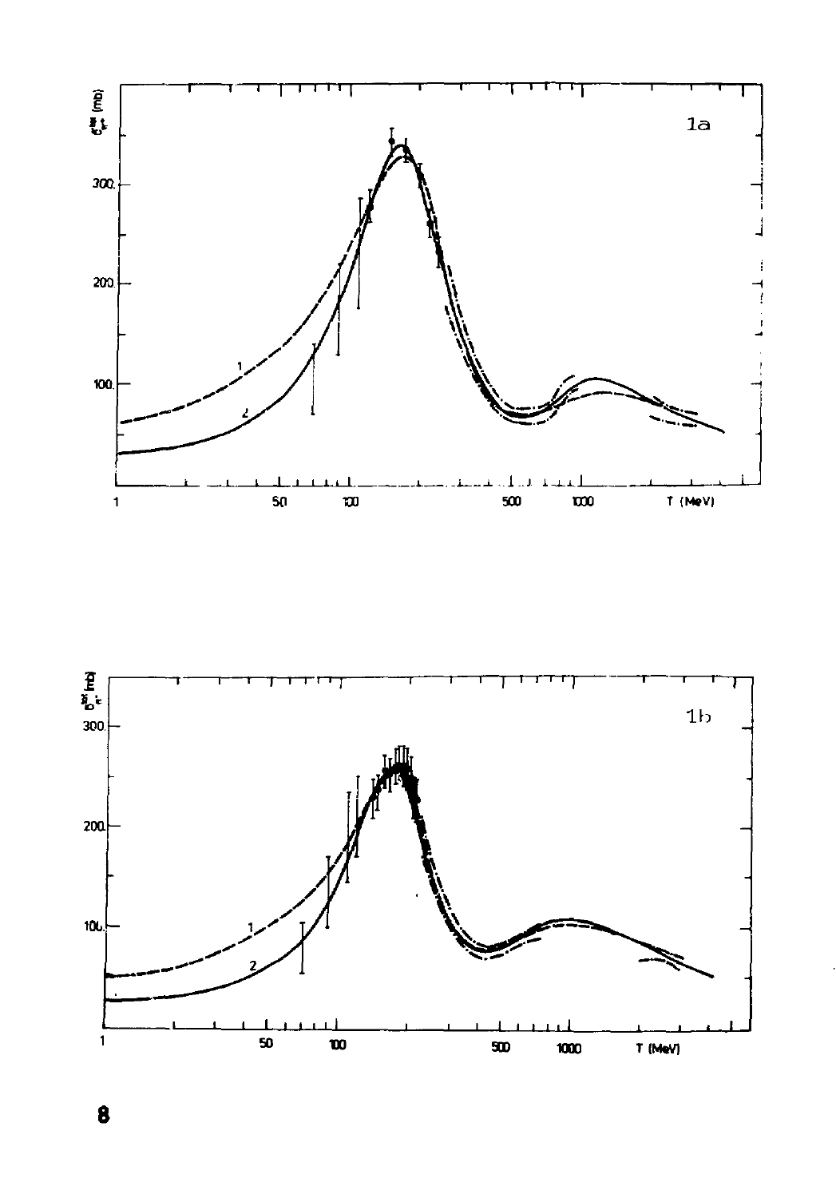$\sigma^{tot}_{\pi^+ ...}$ (mb)

1a

300

200

100

1 50 100 500 1000 T (MeV)

$\sigma^{tot}_{\pi^- ...}$ (mb)

1b

300

200

100

1 50 100 500 1000 T (MeV)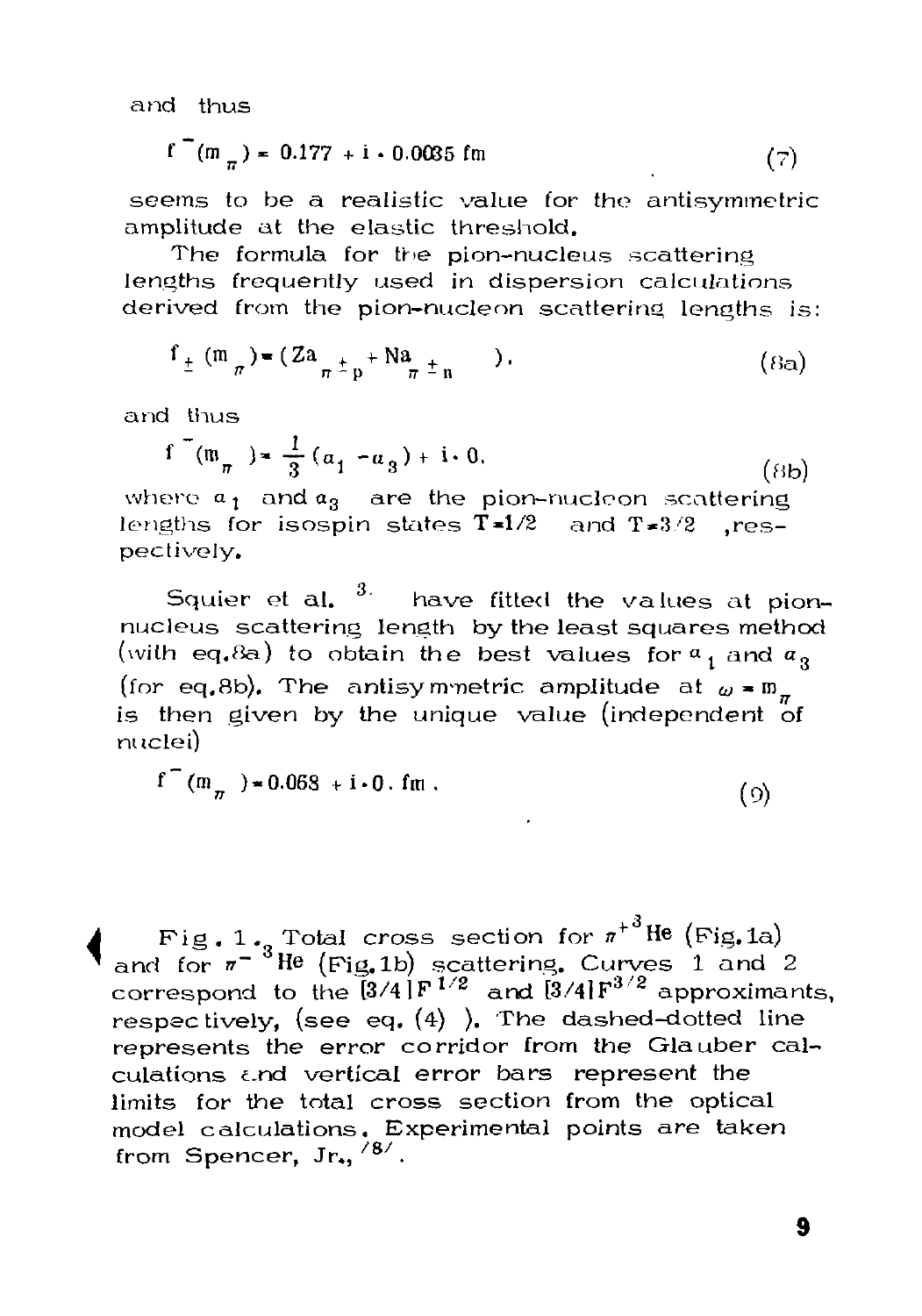and thus

$$f^{-}(m_{\pi}) = 0.177 + i \cdot 0.0035 \text{ fm} \tag{7}$$

seems to be a realistic value for the antisymmetric amplitude at the elastic threshold.

The formula for the pion-nucleus scattering lengths frequently used in dispersion calculations derived from the pion-nucleon scattering lengths is:

$$f_{\pm}(m_{\pi}) = (Za_{\pi^{\pm}p} + Na_{\pi^{\pm}n}), \tag{8a}$$

and thus

$$f^{-}(m_{\pi}) = \frac{1}{3}(a_1 - a_3) + i \cdot 0, \tag{8b}$$

where $a_1$ and $a_3$ are the pion-nucleon scattering lengths for isospin states $T=1/2$ and $T=3/2$, respectively.

Squier et al. [3] have fitted the values at pion-nucleus scattering length by the least squares method (with eq.8a) to obtain the best values for $a_1$ and $a_3$ (for eq.8b). The antisymmetric amplitude at $\omega = m_{\pi}$ is then given by the unique value (independent of nuclei)

$$f^{-}(m_{\pi}) = 0.068 + i \cdot 0. \text{ fm}. \tag{9}$$

Fig. 1. Total cross section for $\pi^{+3}He$ (Fig.1a) and for $\pi^{-3}He$ (Fig.1b) scattering. Curves 1 and 2 correspond to the $[3/4]F^{1/2}$ and $[3/4]F^{3/2}$ approximants, respectively, (see eq. (4) ). The dashed-dotted line represents the error corridor from the Glauber calculations and vertical error bars represent the limits for the total cross section from the optical model calculations. Experimental points are taken from Spencer, Jr., [8].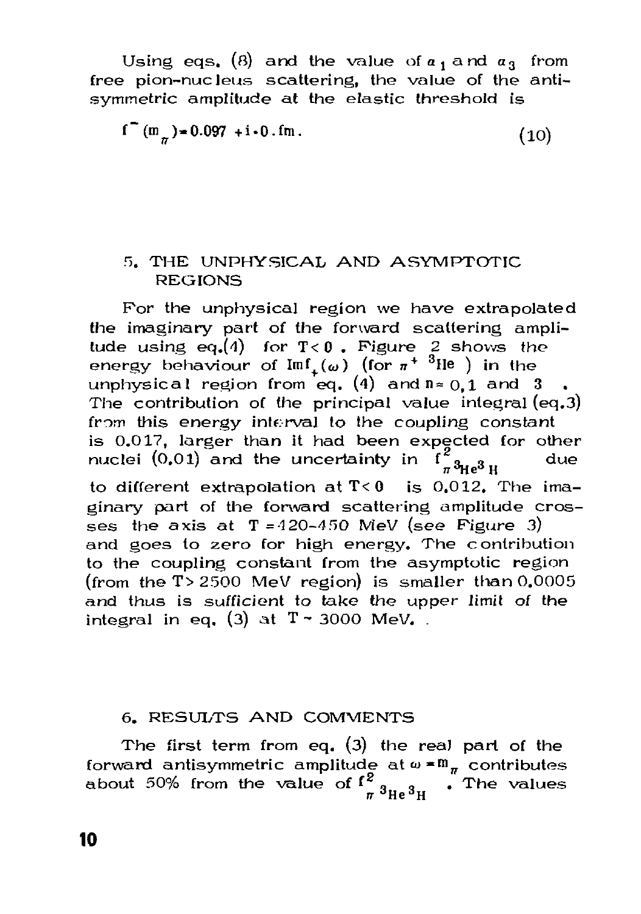Using eqs. (8) and the value of $a_1$ and $a_3$ from free pion-nucleus scattering, the value of the antisymmetric amplitude at the elastic threshold is

$$f^-(m_\pi) = 0.097 + i \cdot 0.\,\mathrm{fm}. \tag{10}$$

## 5. THE UNPHYSICAL AND ASYMPTOTIC REGIONS

For the unphysical region we have extrapolated the imaginary part of the forward scattering amplitude using eq.(4) for $T < 0$. Figure 2 shows the energy behaviour of $\mathrm{Im} f_+(\omega)$ (for $\pi^+\,{}^3\mathrm{He}$) in the unphysical region from eq. (4) and $n = 0, 1$ and $3$. The contribution of the principal value integral (eq.3) from this energy interval to the coupling constant is 0.017, larger than it had been expected for other nuclei (0.01) and the uncertainty in $f^2_{\pi\,{}^3\mathrm{He}\,{}^3\mathrm{H}}$ due to different extrapolation at $T < 0$ is 0.012. The imaginary part of the forward scattering amplitude crosses the axis at $T = 420$–$450$ MeV (see Figure 3) and goes to zero for high energy. The contribution to the coupling constant from the asymptotic region (from the $T > 2500$ MeV region) is smaller than 0.0005 and thus is sufficient to take the upper limit of the integral in eq. (3) at $T \sim 3000$ MeV.

## 6. RESULTS AND COMMENTS

The first term from eq. (3) the real part of the forward antisymmetric amplitude at $\omega = m_\pi$ contributes about 50% from the value of $f^2_{\pi\,{}^3\mathrm{He}\,{}^3\mathrm{H}}$. The values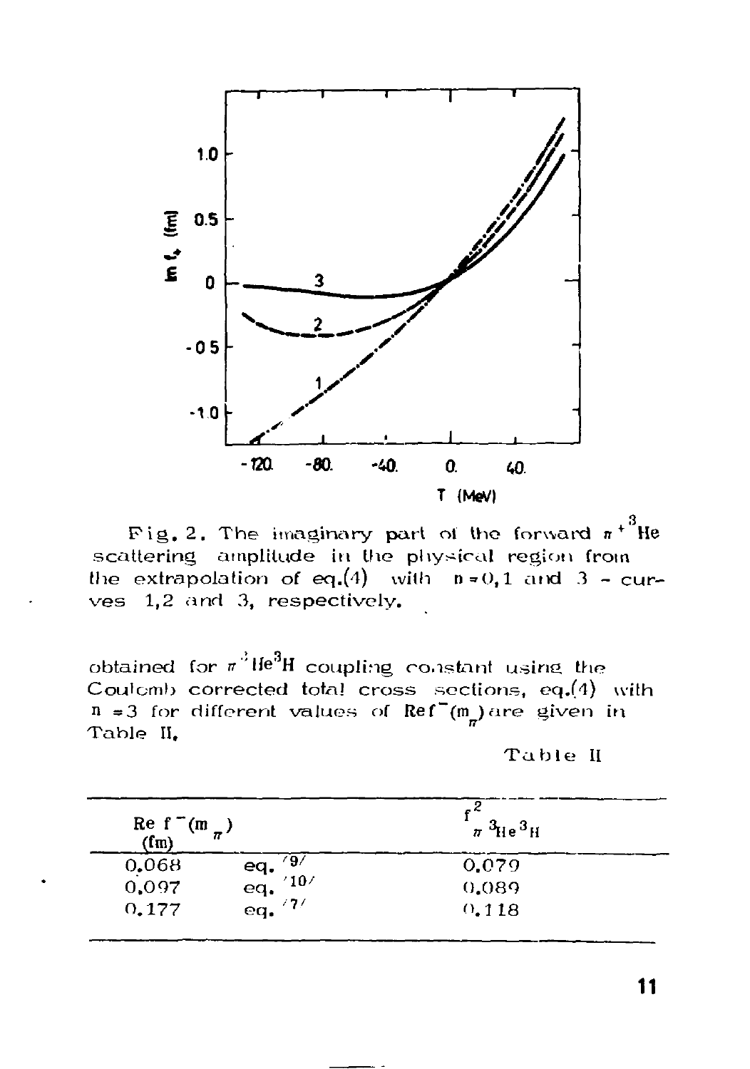Fig. 2. The imaginary part of the forward $\pi^+ \, ^3He$ scattering amplitude in the physical region from the extrapolation of eq.(4) with $n = 0, 1$ and $3$ - curves 1,2 and 3, respectively.

obtained for $\pi \, ^3He \, ^3H$ coupling constant using the Coulomb corrected total cross sections, eq.(4) with $n = 3$ for different values of $Re f^-(m_\pi)$ are given in Table II.

Table II

| $Re\ f^-(m_\pi)$ (fm) | | $f^2_{\pi \, ^3He \, ^3H}$ |
|---|---|---|
| 0.068 | eq. /9/ | 0.079 |
| 0.097 | eq. /10/ | 0.089 |
| 0.177 | eq. /7/ | 0.118 |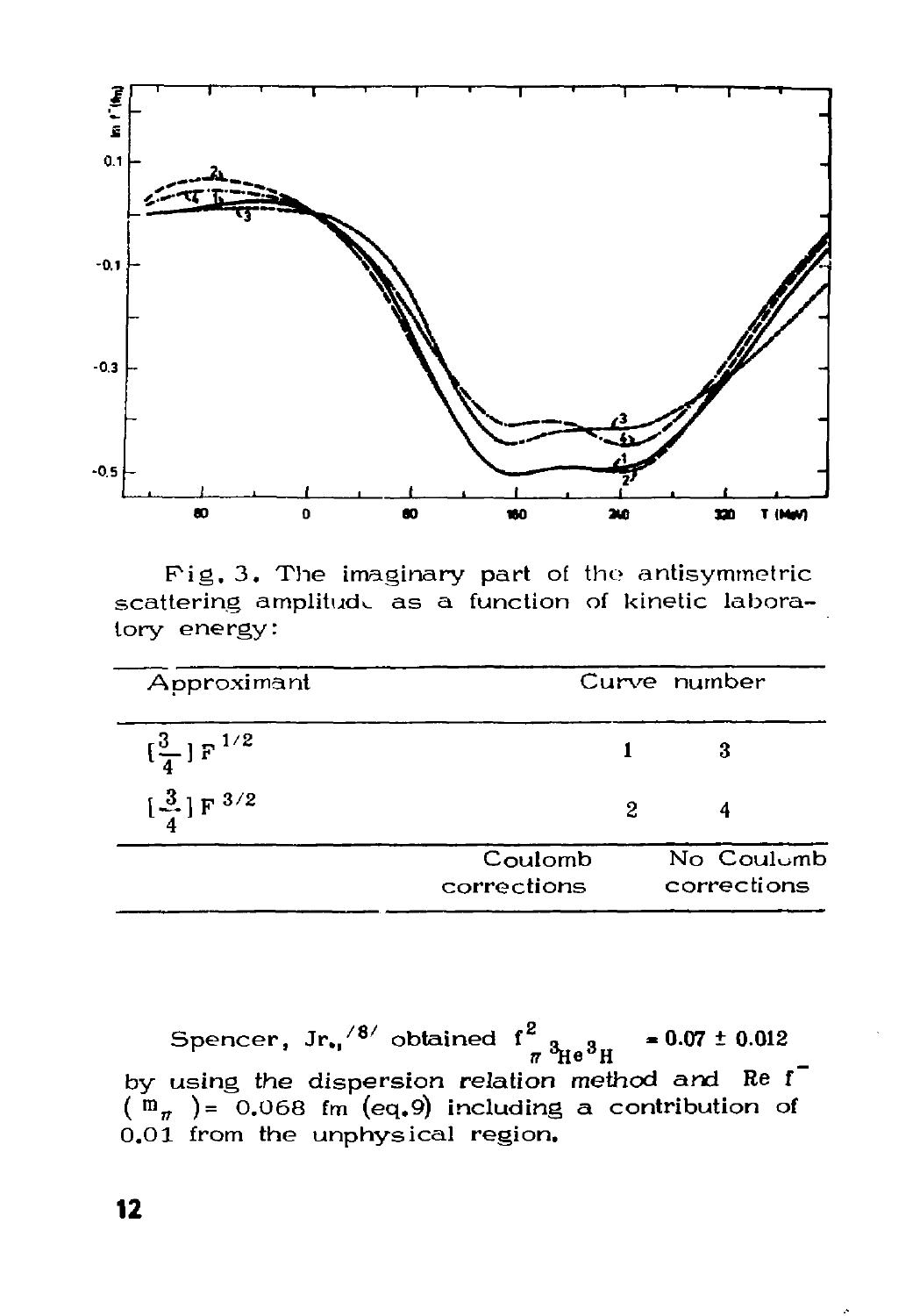Fig. 3. The imaginary part of the antisymmetric scattering amplitude as a function of kinetic laboratory energy:

| Approximant | Curve number | |
|---|---|---|
| $[\frac{3}{4}]F^{1/2}$ | 1 | 3 |
| $[\frac{3}{4}]F^{3/2}$ | 2 | 4 |
| | Coulomb corrections | No Coulomb corrections |

Spencer, Jr.,[8] obtained $f^2_{\pi\,^3He\,^3H} = 0.07 \pm 0.012$ by using the dispersion relation method and $\mathrm{Re}\, f^-(m_\pi) = 0.068$ fm (eq.9) including a contribution of 0.01 from the unphysical region.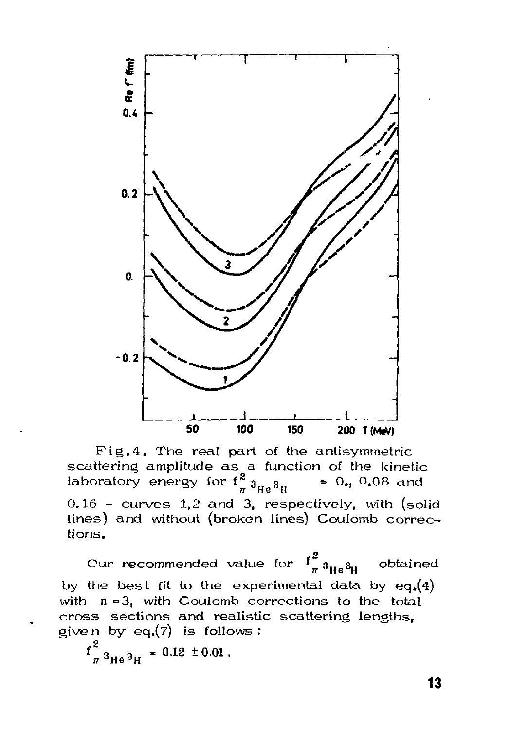Fig.4. The real part of the antisymmetric scattering amplitude as a function of the kinetic laboratory energy for $f^2_{\pi\, ^3He\, ^3H}$ = 0., 0.08 and 0.16 - curves 1,2 and 3, respectively, with (solid lines) and without (broken lines) Coulomb corrections.

Our recommended value for $f^2_{\pi\, ^3He\, ^3H}$ obtained by the best fit to the experimental data by eq.(4) with n = 3, with Coulomb corrections to the total cross sections and realistic scattering lengths, given by eq.(7) is follows:

$$f^2_{\pi\, ^3He\, ^3H} = 0.12 \pm 0.01 \, ,$$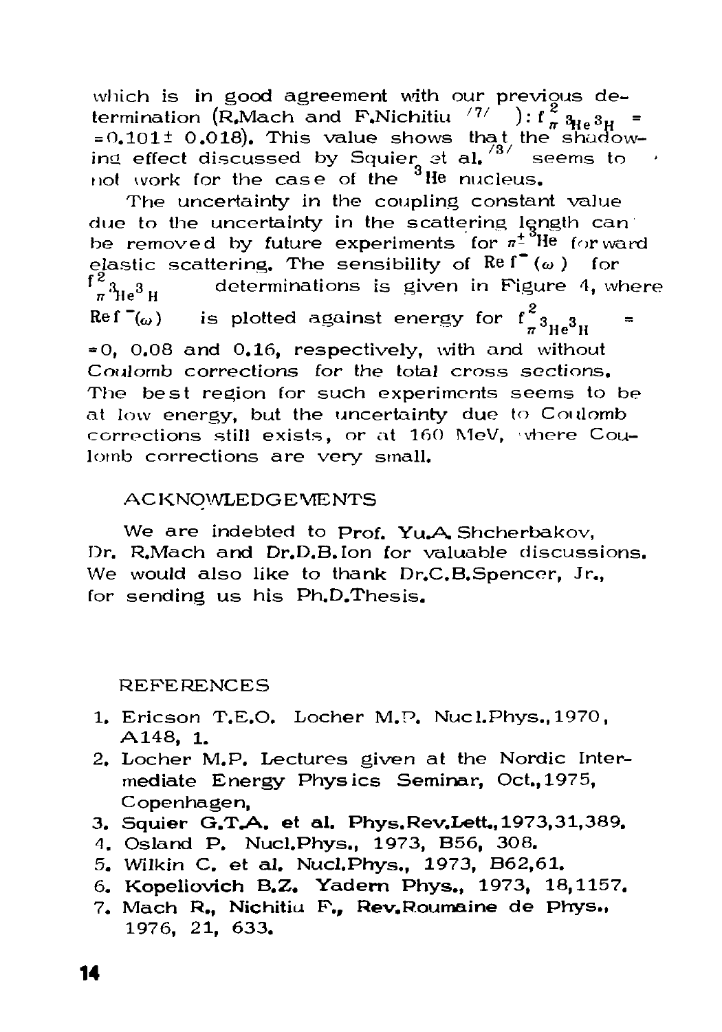which is in good agreement with our previous determination (R.Mach and F.Nichitiu [7] ): $f^2_{\pi\, ^3He\, ^3H} = 0.101 \pm 0.018$). This value shows that the shadowing effect discussed by Squier et al. [3] seems to not work for the case of the $^3He$ nucleus.

The uncertainty in the coupling constant value due to the uncertainty in the scattering length can be removed by future experiments for $\pi^{\pm}\, ^3He$ forward elastic scattering. The sensibility of $\mathrm{Re}\, f^-(\omega)$ for $f^2_{\pi\, ^3He\, ^3H}$ determinations is given in Figure 4, where $\mathrm{Re}\, f^-(\omega)$ is plotted against energy for $f^2_{\pi\, ^3He\, ^3H} = 0$, 0.08 and 0.16, respectively, with and without Coulomb corrections for the total cross sections. The best region for such experiments seems to be at low energy, but the uncertainty due to Coulomb corrections still exists, or at 160 MeV, where Coulomb corrections are very small.

## ACKNOWLEDGEMENTS

We are indebted to Prof. Yu.A. Shcherbakov, Dr. R.Mach and Dr.D.B.Ion for valuable discussions. We would also like to thank Dr.C.B.Spencer, Jr., for sending us his Ph.D.Thesis.

## REFERENCES

1. Ericson T.E.O. Locher M.P. Nucl.Phys., 1970, A148, 1.
2. Locher M.P. Lectures given at the Nordic Intermediate Energy Physics Seminar, Oct., 1975, Copenhagen,
3. Squier G.T.A. et al. Phys.Rev.Lett., 1973, 31, 389.
4. Osland P. Nucl.Phys., 1973, B56, 308.
5. Wilkin C. et al. Nucl.Phys., 1973, B62, 61.
6. Kopeliovich B.Z. Yadern Phys., 1973, 18, 1157.
7. Mach R., Nichitiu F., Rev.Roumaine de Phys., 1976, 21, 633.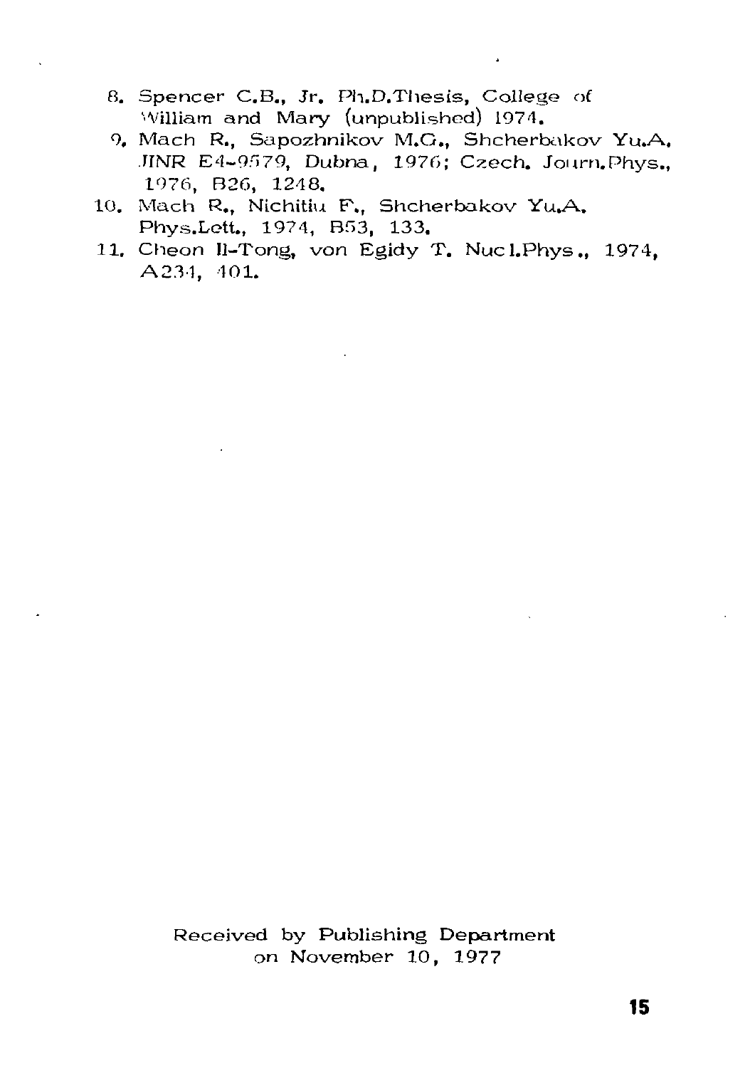8. Spencer C.B., Jr. Ph.D.Thesis, College of William and Mary (unpublished) 1974.
9. Mach R., Sapozhnikov M.G., Shcherbakov Yu.A. JINR E4-9579, Dubna, 1976; Czech. Journ.Phys., 1976, B26, 1248.
10. Mach R., Nichitiu F., Shcherbakov Yu.A. Phys.Lett., 1974, B53, 133.
11. Cheon Il-Tong, von Egidy T. Nucl.Phys., 1974, A234, 401.

Received by Publishing Department on November 10, 1977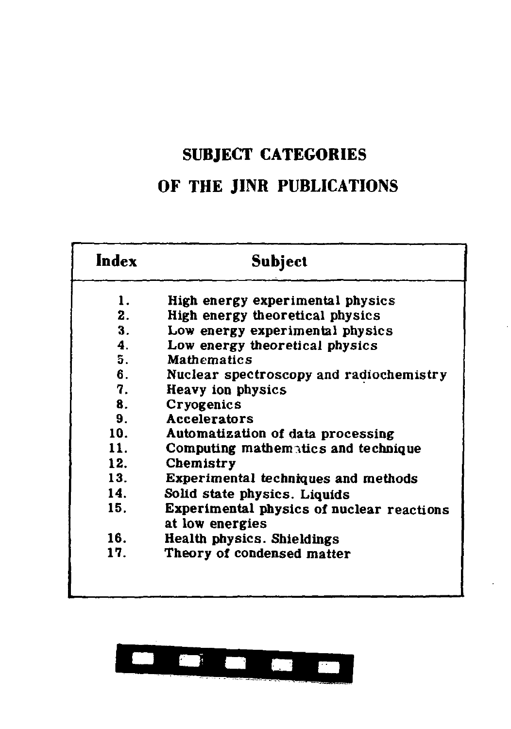# SUBJECT CATEGORIES

# OF THE JINR PUBLICATIONS

| Index | Subject |
|---|---|
| 1. | High energy experimental physics |
| 2. | High energy theoretical physics |
| 3. | Low energy experimental physics |
| 4. | Low energy theoretical physics |
| 5. | Mathematics |
| 6. | Nuclear spectroscopy and radiochemistry |
| 7. | Heavy ion physics |
| 8. | Cryogenics |
| 9. | Accelerators |
| 10. | Automatization of data processing |
| 11. | Computing mathematics and technique |
| 12. | Chemistry |
| 13. | Experimental techniques and methods |
| 14. | Solid state physics. Liquids |
| 15. | Experimental physics of nuclear reactions at low energies |
| 16. | Health physics. Shieldings |
| 17. | Theory of condensed matter |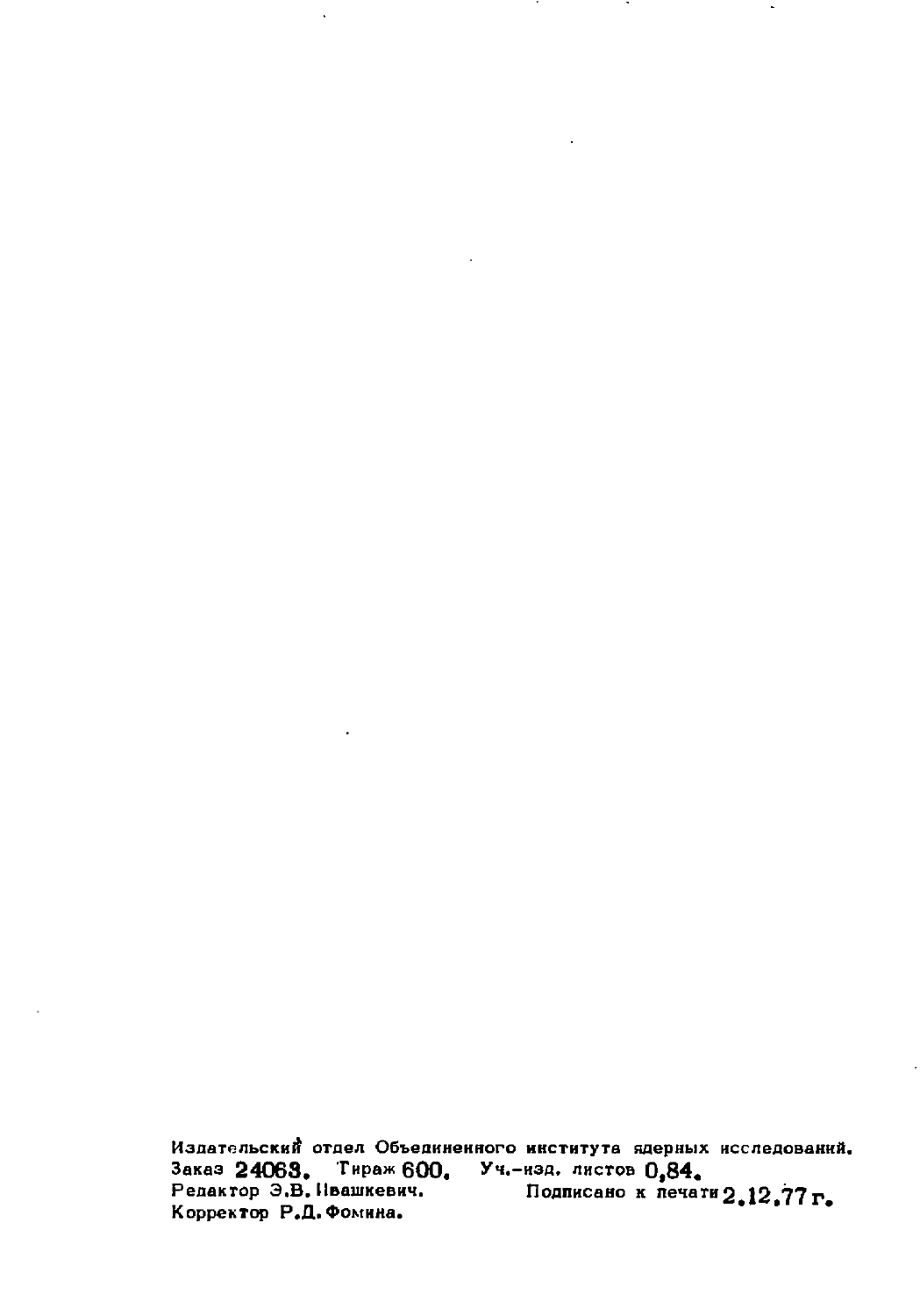Издательский отдел Объединенного института ядерных исследований.
Заказ 24063. Тираж 600. Уч.-изд. листов 0,84.
Редактор Э.В. Ивашкевич. Подписано к печати 2.12.77 г.
Корректор Р.Д. Фомина.